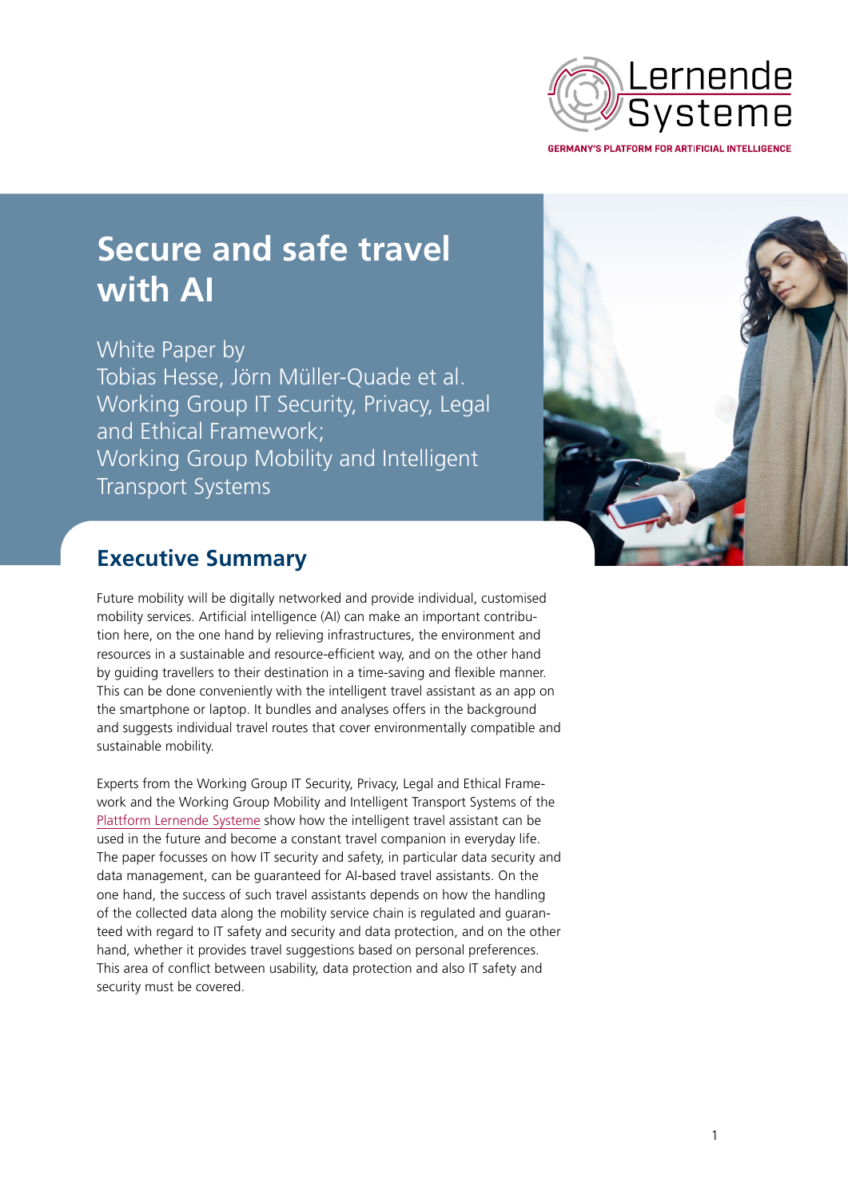Lernende Systeme

GERMANY'S PLATFORM FOR ARTIFICIAL INTELLIGENCE

# Secure and safe travel with AI

White Paper by
Tobias Hesse, Jörn Müller-Quade et al.
Working Group IT Security, Privacy, Legal and Ethical Framework;
Working Group Mobility and Intelligent Transport Systems

## Executive Summary

Future mobility will be digitally networked and provide individual, customised mobility services. Artificial intelligence (AI) can make an important contribution here, on the one hand by relieving infrastructures, the environment and resources in a sustainable and resource-efficient way, and on the other hand by guiding travellers to their destination in a time-saving and flexible manner. This can be done conveniently with the intelligent travel assistant as an app on the smartphone or laptop. It bundles and analyses offers in the background and suggests individual travel routes that cover environmentally compatible and sustainable mobility.

Experts from the Working Group IT Security, Privacy, Legal and Ethical Framework and the Working Group Mobility and Intelligent Transport Systems of the Plattform Lernende Systeme show how the intelligent travel assistant can be used in the future and become a constant travel companion in everyday life. The paper focusses on how IT security and safety, in particular data security and data management, can be guaranteed for AI-based travel assistants. On the one hand, the success of such travel assistants depends on how the handling of the collected data along the mobility service chain is regulated and guaranteed with regard to IT safety and security and data protection, and on the other hand, whether it provides travel suggestions based on personal preferences. This area of conflict between usability, data protection and also IT safety and security must be covered.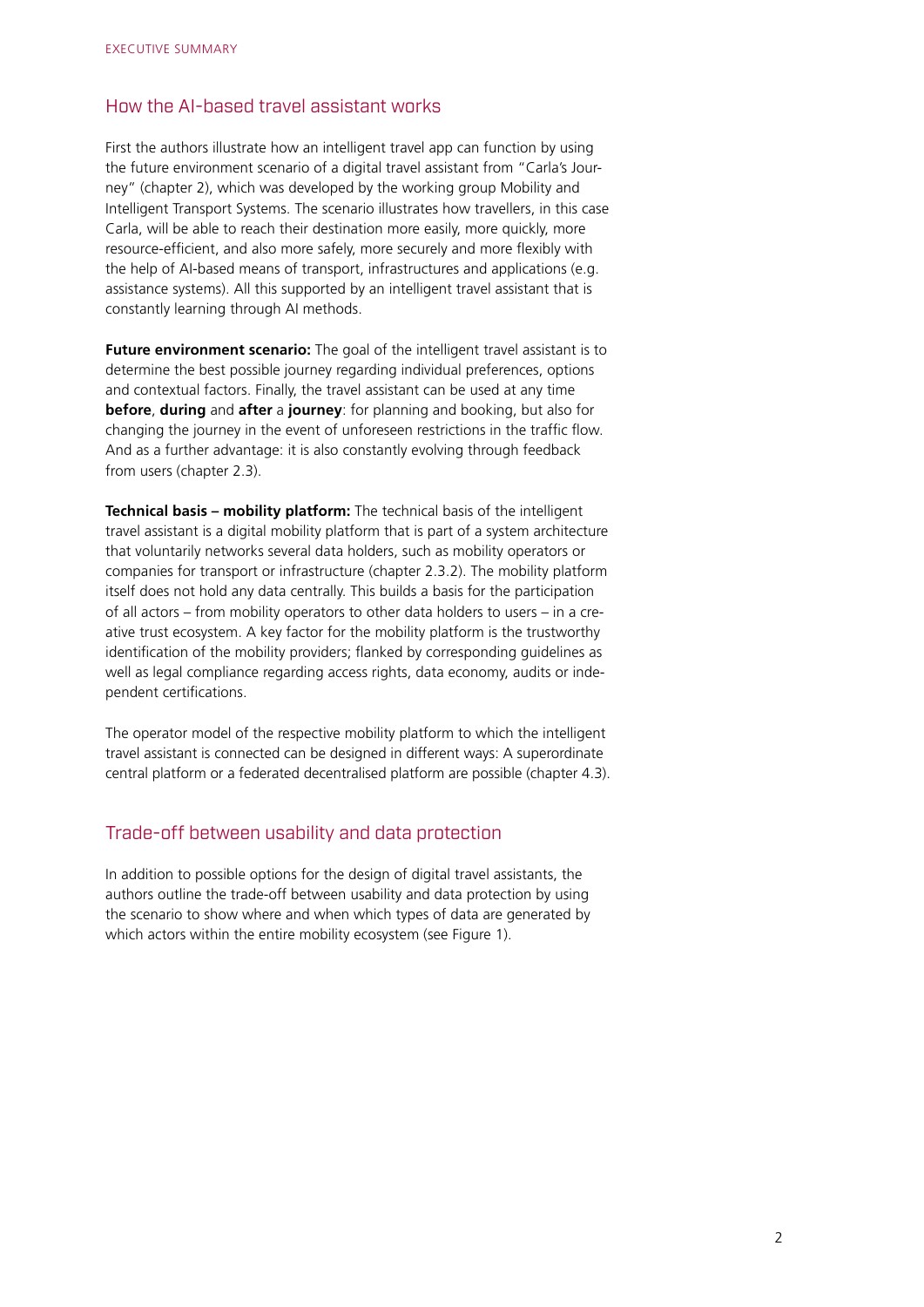## How the AI-based travel assistant works

First the authors illustrate how an intelligent travel app can function by using the future environment scenario of a digital travel assistant from "Carla's Journey" (chapter 2), which was developed by the working group Mobility and Intelligent Transport Systems. The scenario illustrates how travellers, in this case Carla, will be able to reach their destination more easily, more quickly, more resource-efficient, and also more safely, more securely and more flexibly with the help of AI-based means of transport, infrastructures and applications (e.g. assistance systems). All this supported by an intelligent travel assistant that is constantly learning through AI methods.

**Future environment scenario:** The goal of the intelligent travel assistant is to determine the best possible journey regarding individual preferences, options and contextual factors. Finally, the travel assistant can be used at any time **before**, **during** and **after** a **journey**: for planning and booking, but also for changing the journey in the event of unforeseen restrictions in the traffic flow. And as a further advantage: it is also constantly evolving through feedback from users (chapter 2.3).

**Technical basis – mobility platform:** The technical basis of the intelligent travel assistant is a digital mobility platform that is part of a system architecture that voluntarily networks several data holders, such as mobility operators or companies for transport or infrastructure (chapter 2.3.2). The mobility platform itself does not hold any data centrally. This builds a basis for the participation of all actors – from mobility operators to other data holders to users – in a creative trust ecosystem. A key factor for the mobility platform is the trustworthy identification of the mobility providers; flanked by corresponding guidelines as well as legal compliance regarding access rights, data economy, audits or independent certifications.

The operator model of the respective mobility platform to which the intelligent travel assistant is connected can be designed in different ways: A superordinate central platform or a federated decentralised platform are possible (chapter 4.3).

## Trade-off between usability and data protection

In addition to possible options for the design of digital travel assistants, the authors outline the trade-off between usability and data protection by using the scenario to show where and when which types of data are generated by which actors within the entire mobility ecosystem (see Figure 1).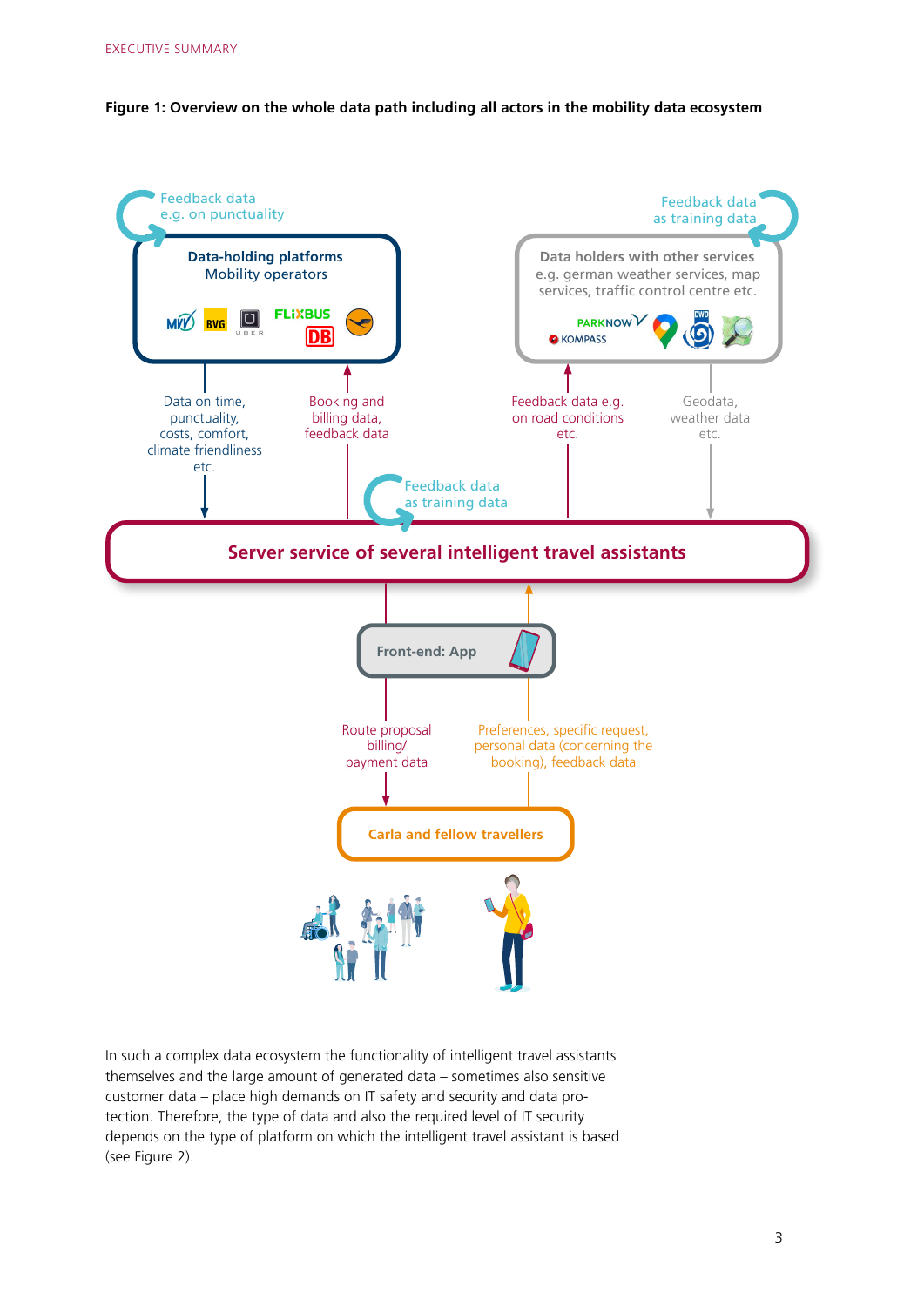**Figure 1: Overview on the whole data path including all actors in the mobility data ecosystem**

Feedback data e.g. on punctuality

**Data-holding platforms**
Mobility operators

Feedback data as training data

**Data holders with other services**
e.g. german weather services, map services, traffic control centre etc.

Data on time, punctuality, costs, comfort, climate friendliness etc.

Booking and billing data, feedback data

Feedback data e.g. on road conditions etc.

Geodata, weather data etc.

Feedback data as training data

**Server service of several intelligent travel assistants**

**Front-end: App**

Route proposal billing/ payment data

Preferences, specific request, personal data (concerning the booking), feedback data

**Carla and fellow travellers**

In such a complex data ecosystem the functionality of intelligent travel assistants themselves and the large amount of generated data – sometimes also sensitive customer data – place high demands on IT safety and security and data protection. Therefore, the type of data and also the required level of IT security depends on the type of platform on which the intelligent travel assistant is based (see Figure 2).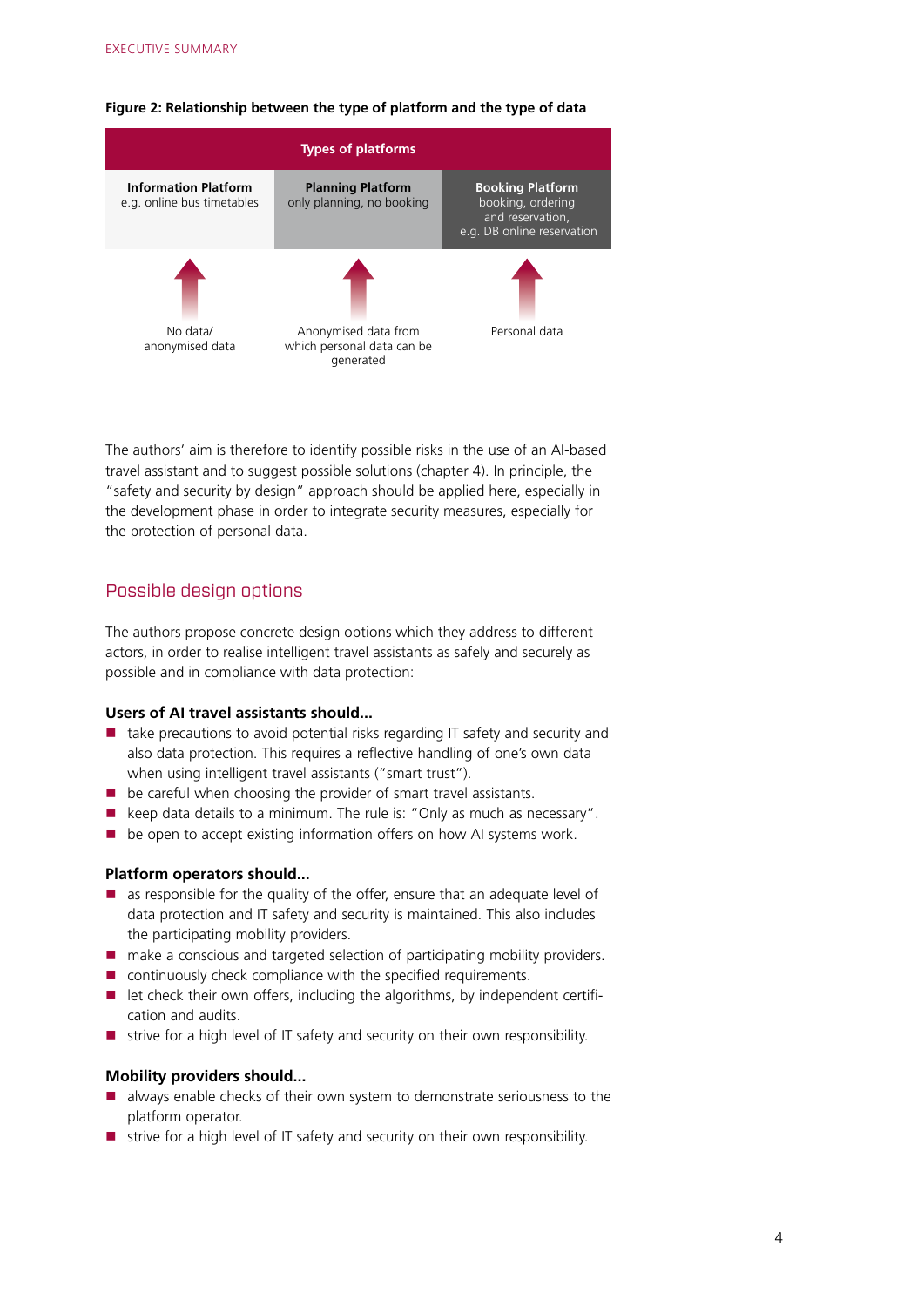**Figure 2: Relationship between the type of platform and the type of data**

Types of platforms

Information Platform
e.g. online bus timetables

Planning Platform
only planning, no booking

Booking Platform
booking, ordering and reservation,
e.g. DB online reservation

No data/ anonymised data

Anonymised data from which personal data can be generated

Personal data

The authors' aim is therefore to identify possible risks in the use of an AI-based travel assistant and to suggest possible solutions (chapter 4). In principle, the "safety and security by design" approach should be applied here, especially in the development phase in order to integrate security measures, especially for the protection of personal data.

## Possible design options

The authors propose concrete design options which they address to different actors, in order to realise intelligent travel assistants as safely and securely as possible and in compliance with data protection:

**Users of AI travel assistants should...**

- take precautions to avoid potential risks regarding IT safety and security and also data protection. This requires a reflective handling of one's own data when using intelligent travel assistants ("smart trust").
- be careful when choosing the provider of smart travel assistants.
- keep data details to a minimum. The rule is: "Only as much as necessary".
- be open to accept existing information offers on how AI systems work.

**Platform operators should...**

- as responsible for the quality of the offer, ensure that an adequate level of data protection and IT safety and security is maintained. This also includes the participating mobility providers.
- make a conscious and targeted selection of participating mobility providers.
- continuously check compliance with the specified requirements.
- let check their own offers, including the algorithms, by independent certification and audits.
- strive for a high level of IT safety and security on their own responsibility.

**Mobility providers should...**

- always enable checks of their own system to demonstrate seriousness to the platform operator.
- strive for a high level of IT safety and security on their own responsibility.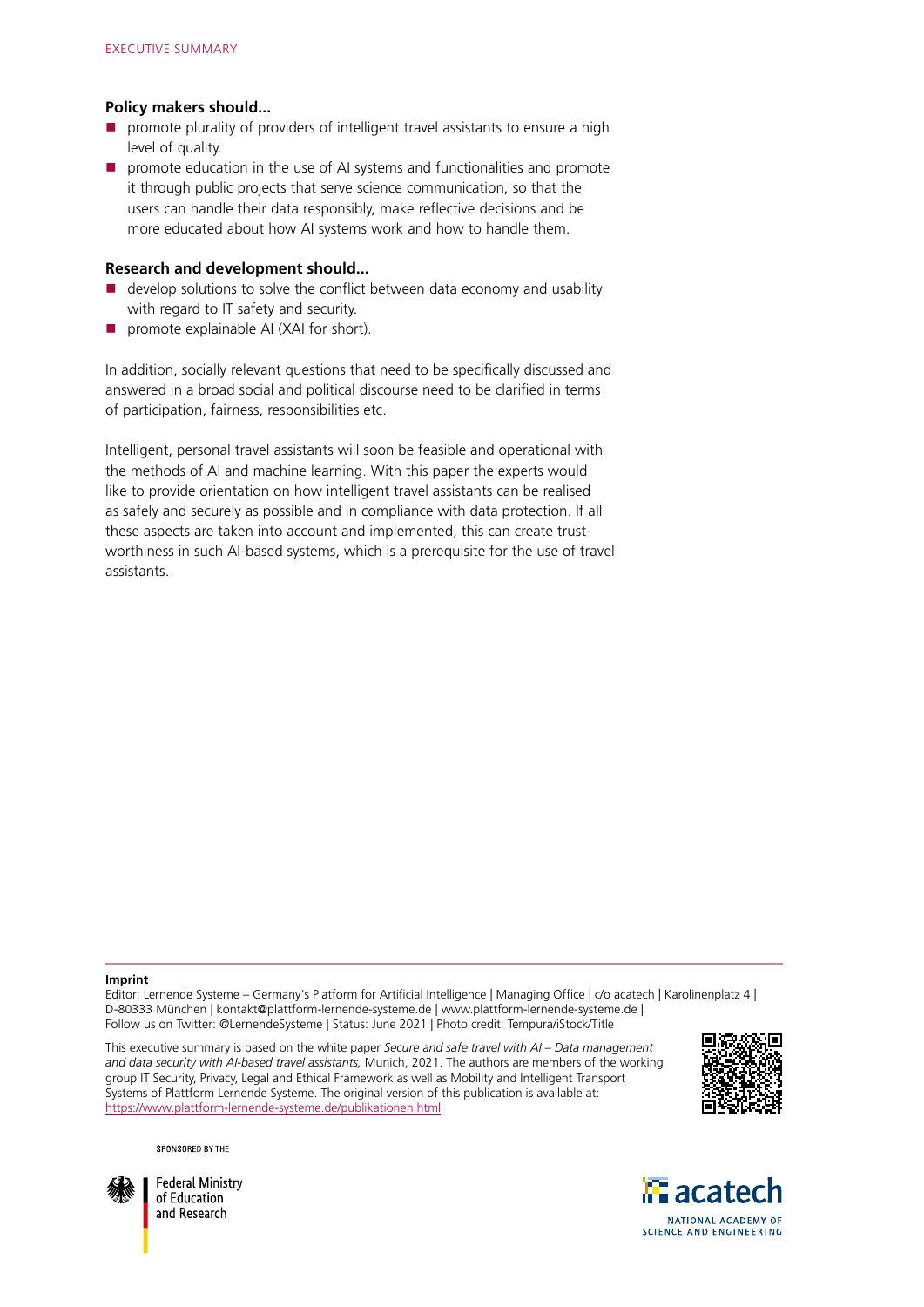**Policy makers should...**

- promote plurality of providers of intelligent travel assistants to ensure a high level of quality.
- promote education in the use of AI systems and functionalities and promote it through public projects that serve science communication, so that the users can handle their data responsibly, make reflective decisions and be more educated about how AI systems work and how to handle them.

**Research and development should...**

- develop solutions to solve the conflict between data economy and usability with regard to IT safety and security.
- promote explainable AI (XAI for short).

In addition, socially relevant questions that need to be specifically discussed and answered in a broad social and political discourse need to be clarified in terms of participation, fairness, responsibilities etc.

Intelligent, personal travel assistants will soon be feasible and operational with the methods of AI and machine learning. With this paper the experts would like to provide orientation on how intelligent travel assistants can be realised as safely and securely as possible and in compliance with data protection. If all these aspects are taken into account and implemented, this can create trustworthiness in such AI-based systems, which is a prerequisite for the use of travel assistants.

**Imprint**

Editor: Lernende Systeme – Germany's Platform for Artificial Intelligence | Managing Office | c/o acatech | Karolinenplatz 4 | D-80333 München | kontakt@plattform-lernende-systeme.de | www.plattform-lernende-systeme.de | Follow us on Twitter: @LernendeSysteme | Status: June 2021 | Photo credit: Tempura/iStock/Title

This executive summary is based on the white paper *Secure and safe travel with AI – Data management and data security with AI-based travel assistants,* Munich, 2021. The authors are members of the working group IT Security, Privacy, Legal and Ethical Framework as well as Mobility and Intelligent Transport Systems of Plattform Lernende Systeme. The original version of this publication is available at: https://www.plattform-lernende-systeme.de/publikationen.html

SPONSORED BY THE

Federal Ministry of Education and Research

acatech

NATIONAL ACADEMY OF SCIENCE AND ENGINEERING